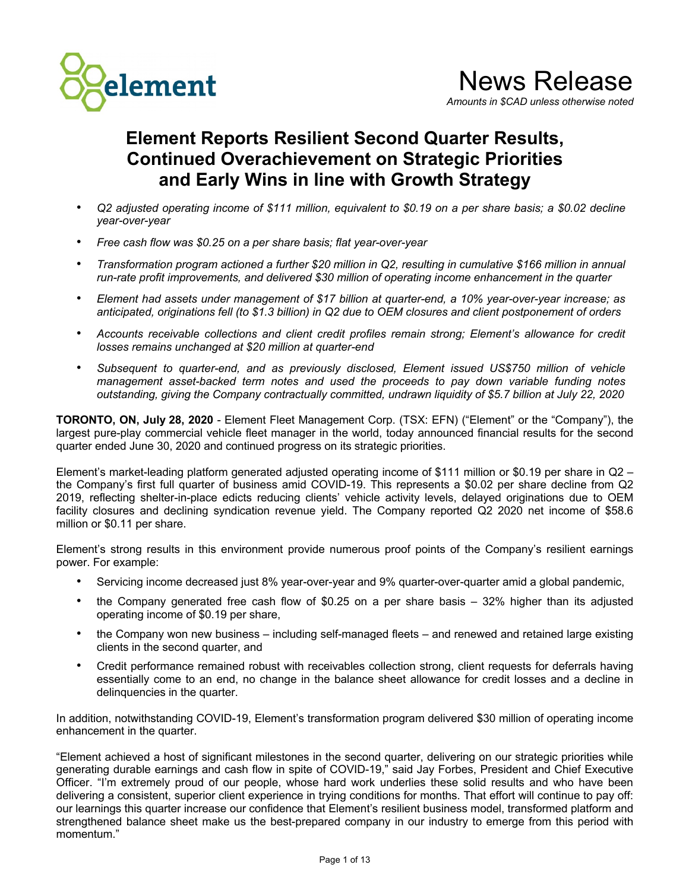# News Release

*Amounts in $CAD unless otherwise noted*

## Element Reports Resilient Second Quarter Results, Continued Overachievement on Strategic Priorities and Early Wins in line with Growth Strategy

- *Q2 adjusted operating income of $111 million, equivalent to $0.19 on a per share basis; a $0.02 decline year-over-year*
- *Free cash flow was $0.25 on a per share basis; flat year-over-year*
- *Transformation program actioned a further $20 million in Q2, resulting in cumulative $166 million in annual run-rate profit improvements, and delivered $30 million of operating income enhancement in the quarter*
- *Element had assets under management of $17 billion at quarter-end, a 10% year-over-year increase; as anticipated, originations fell (to $1.3 billion) in Q2 due to OEM closures and client postponement of orders*
- *Accounts receivable collections and client credit profiles remain strong; Element's allowance for credit losses remains unchanged at $20 million at quarter-end*
- *Subsequent to quarter-end, and as previously disclosed, Element issued US$750 million of vehicle management asset-backed term notes and used the proceeds to pay down variable funding notes outstanding, giving the Company contractually committed, undrawn liquidity of $5.7 billion at July 22, 2020*

**TORONTO, ON, July 28, 2020** - Element Fleet Management Corp. (TSX: EFN) ("Element" or the "Company"), the largest pure-play commercial vehicle fleet manager in the world, today announced financial results for the second quarter ended June 30, 2020 and continued progress on its strategic priorities.

Element's market-leading platform generated adjusted operating income of $111 million or $0.19 per share in Q2 – the Company's first full quarter of business amid COVID-19. This represents a $0.02 per share decline from Q2 2019, reflecting shelter-in-place edicts reducing clients' vehicle activity levels, delayed originations due to OEM facility closures and declining syndication revenue yield. The Company reported Q2 2020 net income of $58.6 million or $0.11 per share.

Element's strong results in this environment provide numerous proof points of the Company's resilient earnings power. For example:

- Servicing income decreased just 8% year-over-year and 9% quarter-over-quarter amid a global pandemic,
- the Company generated free cash flow of $0.25 on a per share basis – 32% higher than its adjusted operating income of $0.19 per share,
- the Company won new business – including self-managed fleets – and renewed and retained large existing clients in the second quarter, and
- Credit performance remained robust with receivables collection strong, client requests for deferrals having essentially come to an end, no change in the balance sheet allowance for credit losses and a decline in delinquencies in the quarter.

In addition, notwithstanding COVID-19, Element's transformation program delivered $30 million of operating income enhancement in the quarter.

"Element achieved a host of significant milestones in the second quarter, delivering on our strategic priorities while generating durable earnings and cash flow in spite of COVID-19," said Jay Forbes, President and Chief Executive Officer. "I'm extremely proud of our people, whose hard work underlies these solid results and who have been delivering a consistent, superior client experience in trying conditions for months. That effort will continue to pay off: our learnings this quarter increase our confidence that Element's resilient business model, transformed platform and strengthened balance sheet make us the best-prepared company in our industry to emerge from this period with momentum."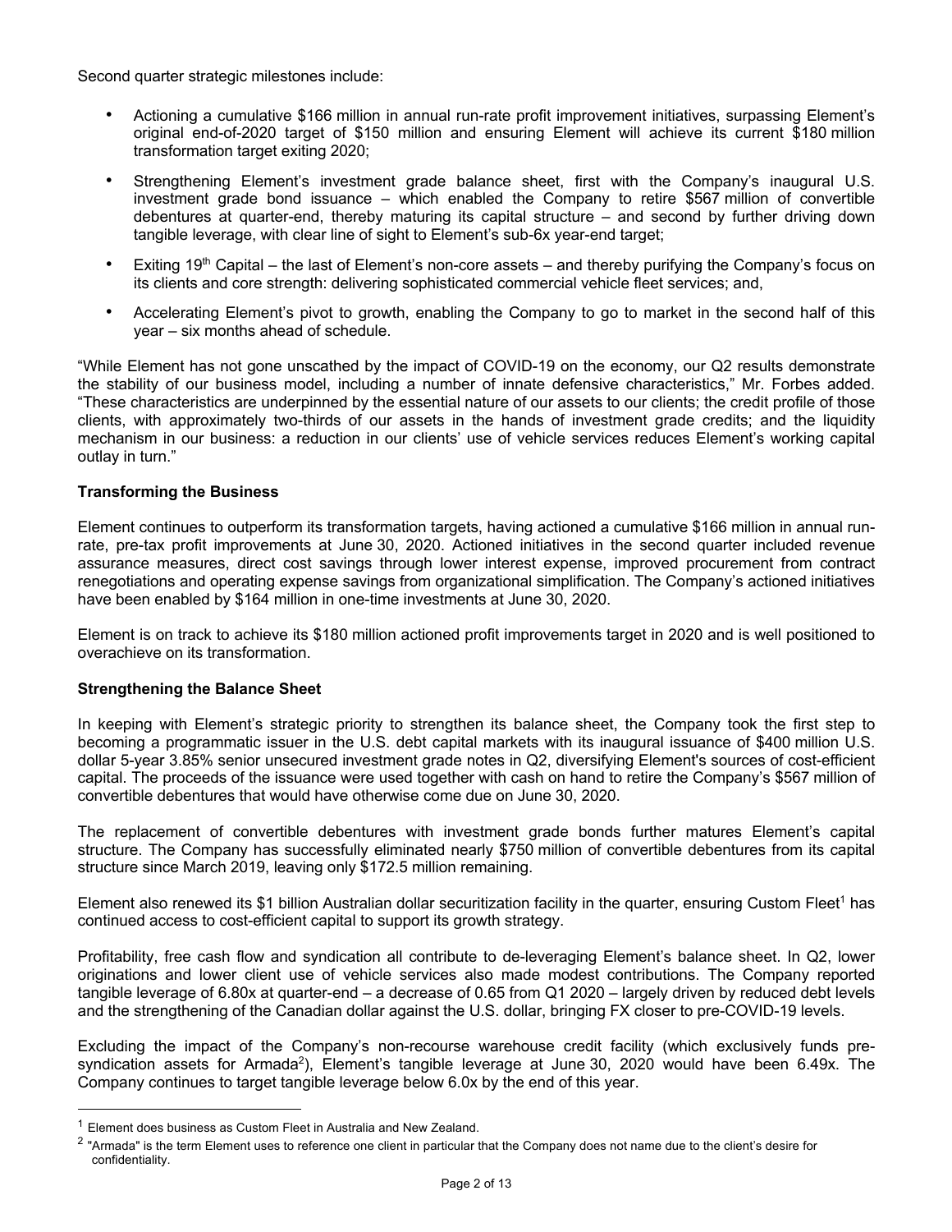Second quarter strategic milestones include:

- Actioning a cumulative $166 million in annual run-rate profit improvement initiatives, surpassing Element's original end-of-2020 target of $150 million and ensuring Element will achieve its current $180 million transformation target exiting 2020;
- Strengthening Element's investment grade balance sheet, first with the Company's inaugural U.S. investment grade bond issuance – which enabled the Company to retire $567 million of convertible debentures at quarter-end, thereby maturing its capital structure – and second by further driving down tangible leverage, with clear line of sight to Element's sub-6x year-end target;
- Exiting 19th Capital – the last of Element's non-core assets – and thereby purifying the Company's focus on its clients and core strength: delivering sophisticated commercial vehicle fleet services; and,
- Accelerating Element's pivot to growth, enabling the Company to go to market in the second half of this year – six months ahead of schedule.

"While Element has not gone unscathed by the impact of COVID-19 on the economy, our Q2 results demonstrate the stability of our business model, including a number of innate defensive characteristics," Mr. Forbes added. "These characteristics are underpinned by the essential nature of our assets to our clients; the credit profile of those clients, with approximately two-thirds of our assets in the hands of investment grade credits; and the liquidity mechanism in our business: a reduction in our clients' use of vehicle services reduces Element's working capital outlay in turn."

**Transforming the Business**

Element continues to outperform its transformation targets, having actioned a cumulative $166 million in annual run-rate, pre-tax profit improvements at June 30, 2020. Actioned initiatives in the second quarter included revenue assurance measures, direct cost savings through lower interest expense, improved procurement from contract renegotiations and operating expense savings from organizational simplification. The Company's actioned initiatives have been enabled by $164 million in one-time investments at June 30, 2020.

Element is on track to achieve its $180 million actioned profit improvements target in 2020 and is well positioned to overachieve on its transformation.

**Strengthening the Balance Sheet**

In keeping with Element's strategic priority to strengthen its balance sheet, the Company took the first step to becoming a programmatic issuer in the U.S. debt capital markets with its inaugural issuance of $400 million U.S. dollar 5-year 3.85% senior unsecured investment grade notes in Q2, diversifying Element's sources of cost-efficient capital. The proceeds of the issuance were used together with cash on hand to retire the Company's $567 million of convertible debentures that would have otherwise come due on June 30, 2020.

The replacement of convertible debentures with investment grade bonds further matures Element's capital structure. The Company has successfully eliminated nearly $750 million of convertible debentures from its capital structure since March 2019, leaving only $172.5 million remaining.

Element also renewed its $1 billion Australian dollar securitization facility in the quarter, ensuring Custom Fleet[1] has continued access to cost-efficient capital to support its growth strategy.

Profitability, free cash flow and syndication all contribute to de-leveraging Element's balance sheet. In Q2, lower originations and lower client use of vehicle services also made modest contributions. The Company reported tangible leverage of 6.80x at quarter-end – a decrease of 0.65 from Q1 2020 – largely driven by reduced debt levels and the strengthening of the Canadian dollar against the U.S. dollar, bringing FX closer to pre-COVID-19 levels.

Excluding the impact of the Company's non-recourse warehouse credit facility (which exclusively funds pre-syndication assets for Armada[2]), Element's tangible leverage at June 30, 2020 would have been 6.49x. The Company continues to target tangible leverage below 6.0x by the end of this year.

---

[1] Element does business as Custom Fleet in Australia and New Zealand.

[2] "Armada" is the term Element uses to reference one client in particular that the Company does not name due to the client's desire for confidentiality.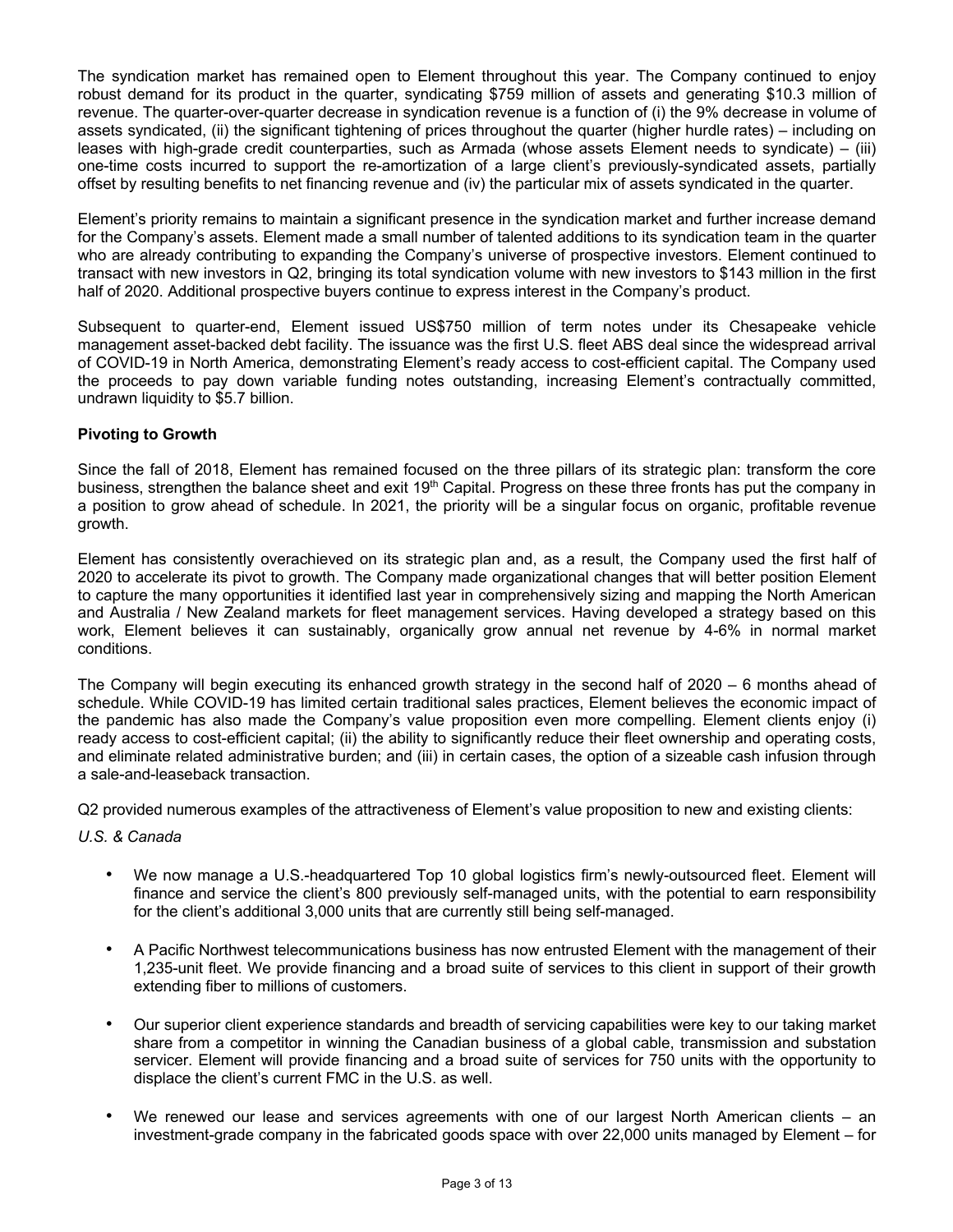The syndication market has remained open to Element throughout this year. The Company continued to enjoy robust demand for its product in the quarter, syndicating $759 million of assets and generating $10.3 million of revenue. The quarter-over-quarter decrease in syndication revenue is a function of (i) the 9% decrease in volume of assets syndicated, (ii) the significant tightening of prices throughout the quarter (higher hurdle rates) – including on leases with high-grade credit counterparties, such as Armada (whose assets Element needs to syndicate) – (iii) one-time costs incurred to support the re-amortization of a large client's previously-syndicated assets, partially offset by resulting benefits to net financing revenue and (iv) the particular mix of assets syndicated in the quarter.

Element's priority remains to maintain a significant presence in the syndication market and further increase demand for the Company's assets. Element made a small number of talented additions to its syndication team in the quarter who are already contributing to expanding the Company's universe of prospective investors. Element continued to transact with new investors in Q2, bringing its total syndication volume with new investors to $143 million in the first half of 2020. Additional prospective buyers continue to express interest in the Company's product.

Subsequent to quarter-end, Element issued US$750 million of term notes under its Chesapeake vehicle management asset-backed debt facility. The issuance was the first U.S. fleet ABS deal since the widespread arrival of COVID-19 in North America, demonstrating Element's ready access to cost-efficient capital. The Company used the proceeds to pay down variable funding notes outstanding, increasing Element's contractually committed, undrawn liquidity to $5.7 billion.

**Pivoting to Growth**

Since the fall of 2018, Element has remained focused on the three pillars of its strategic plan: transform the core business, strengthen the balance sheet and exit 19th Capital. Progress on these three fronts has put the company in a position to grow ahead of schedule. In 2021, the priority will be a singular focus on organic, profitable revenue growth.

Element has consistently overachieved on its strategic plan and, as a result, the Company used the first half of 2020 to accelerate its pivot to growth. The Company made organizational changes that will better position Element to capture the many opportunities it identified last year in comprehensively sizing and mapping the North American and Australia / New Zealand markets for fleet management services. Having developed a strategy based on this work, Element believes it can sustainably, organically grow annual net revenue by 4-6% in normal market conditions.

The Company will begin executing its enhanced growth strategy in the second half of 2020 – 6 months ahead of schedule. While COVID-19 has limited certain traditional sales practices, Element believes the economic impact of the pandemic has also made the Company's value proposition even more compelling. Element clients enjoy (i) ready access to cost-efficient capital; (ii) the ability to significantly reduce their fleet ownership and operating costs, and eliminate related administrative burden; and (iii) in certain cases, the option of a sizeable cash infusion through a sale-and-leaseback transaction.

Q2 provided numerous examples of the attractiveness of Element's value proposition to new and existing clients:

*U.S. & Canada*

- We now manage a U.S.-headquartered Top 10 global logistics firm's newly-outsourced fleet. Element will finance and service the client's 800 previously self-managed units, with the potential to earn responsibility for the client's additional 3,000 units that are currently still being self-managed.

- A Pacific Northwest telecommunications business has now entrusted Element with the management of their 1,235-unit fleet. We provide financing and a broad suite of services to this client in support of their growth extending fiber to millions of customers.

- Our superior client experience standards and breadth of servicing capabilities were key to our taking market share from a competitor in winning the Canadian business of a global cable, transmission and substation servicer. Element will provide financing and a broad suite of services for 750 units with the opportunity to displace the client's current FMC in the U.S. as well.

- We renewed our lease and services agreements with one of our largest North American clients – an investment-grade company in the fabricated goods space with over 22,000 units managed by Element – for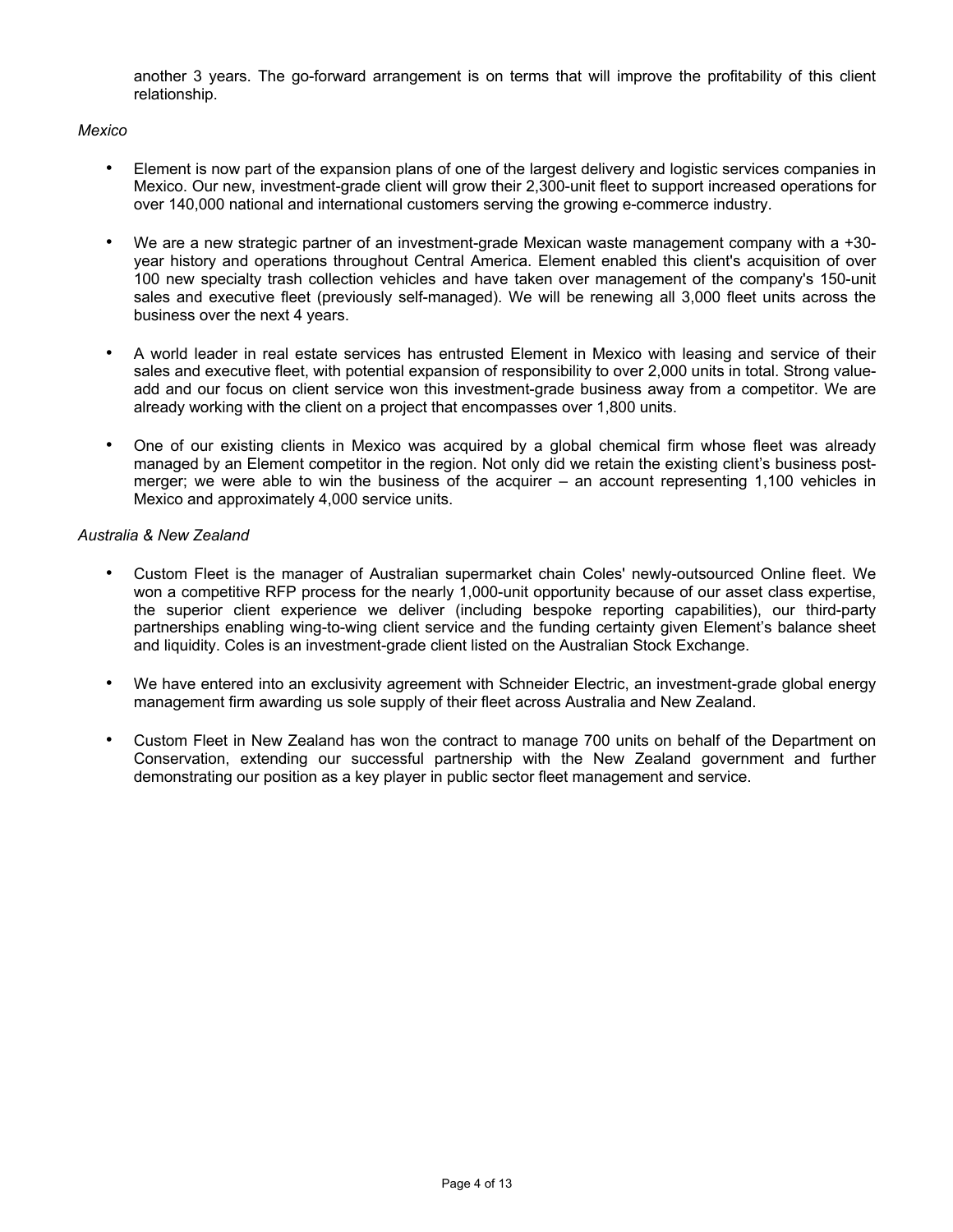another 3 years. The go-forward arrangement is on terms that will improve the profitability of this client relationship.

*Mexico*

- Element is now part of the expansion plans of one of the largest delivery and logistic services companies in Mexico. Our new, investment-grade client will grow their 2,300-unit fleet to support increased operations for over 140,000 national and international customers serving the growing e-commerce industry.

- We are a new strategic partner of an investment-grade Mexican waste management company with a +30-year history and operations throughout Central America. Element enabled this client's acquisition of over 100 new specialty trash collection vehicles and have taken over management of the company's 150-unit sales and executive fleet (previously self-managed). We will be renewing all 3,000 fleet units across the business over the next 4 years.

- A world leader in real estate services has entrusted Element in Mexico with leasing and service of their sales and executive fleet, with potential expansion of responsibility to over 2,000 units in total. Strong value-add and our focus on client service won this investment-grade business away from a competitor. We are already working with the client on a project that encompasses over 1,800 units.

- One of our existing clients in Mexico was acquired by a global chemical firm whose fleet was already managed by an Element competitor in the region. Not only did we retain the existing client's business post-merger; we were able to win the business of the acquirer – an account representing 1,100 vehicles in Mexico and approximately 4,000 service units.

*Australia & New Zealand*

- Custom Fleet is the manager of Australian supermarket chain Coles' newly-outsourced Online fleet. We won a competitive RFP process for the nearly 1,000-unit opportunity because of our asset class expertise, the superior client experience we deliver (including bespoke reporting capabilities), our third-party partnerships enabling wing-to-wing client service and the funding certainty given Element's balance sheet and liquidity. Coles is an investment-grade client listed on the Australian Stock Exchange.

- We have entered into an exclusivity agreement with Schneider Electric, an investment-grade global energy management firm awarding us sole supply of their fleet across Australia and New Zealand.

- Custom Fleet in New Zealand has won the contract to manage 700 units on behalf of the Department on Conservation, extending our successful partnership with the New Zealand government and further demonstrating our position as a key player in public sector fleet management and service.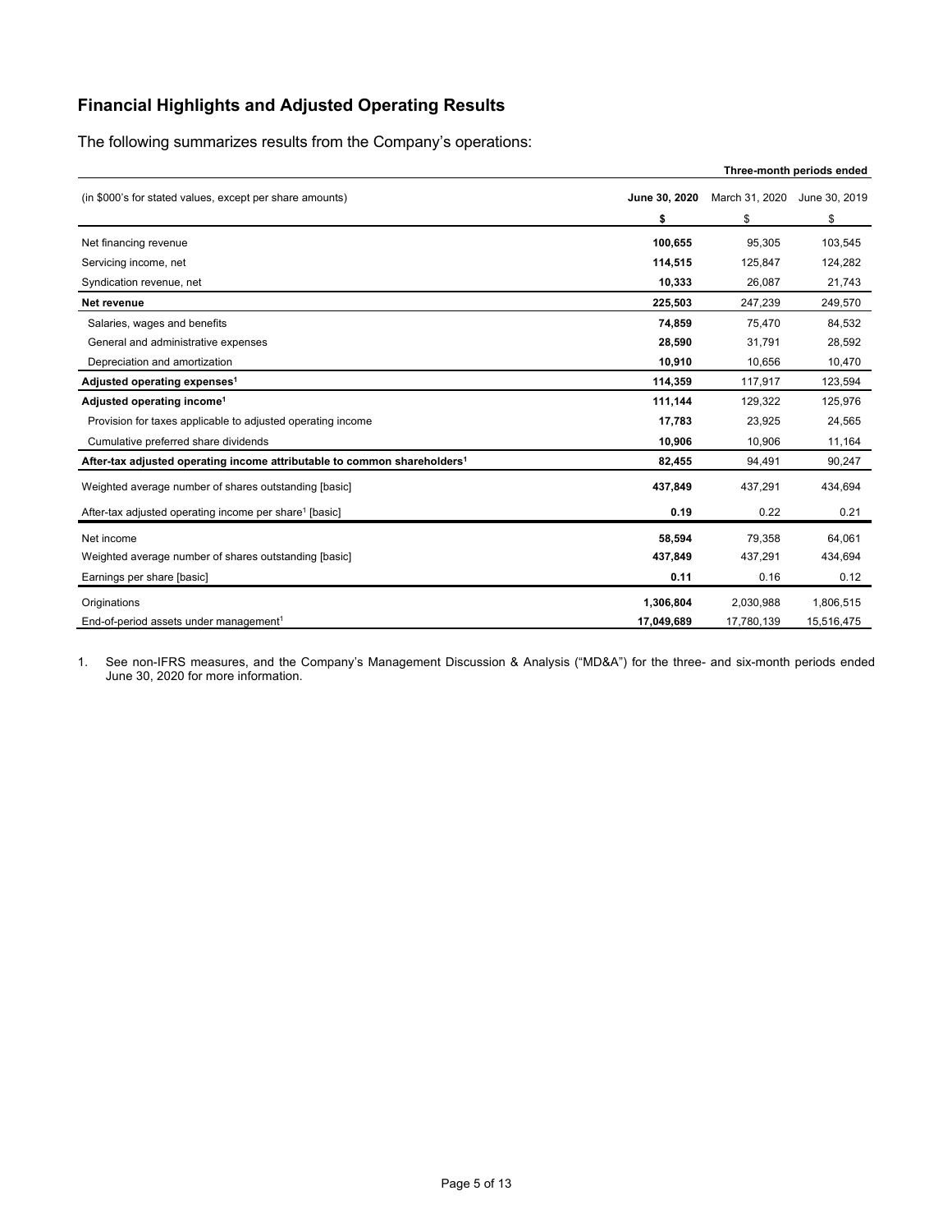## Financial Highlights and Adjusted Operating Results

The following summarizes results from the Company's operations:

| | Three-month periods ended | | |
|---|---|---|---|
| (in $000's for stated values, except per share amounts) | **June 30, 2020** | March 31, 2020 | June 30, 2019 |
| | **$** | $ | $ |
| Net financing revenue | **100,655** | 95,305 | 103,545 |
| Servicing income, net | **114,515** | 125,847 | 124,282 |
| Syndication revenue, net | **10,333** | 26,087 | 21,743 |
| **Net revenue** | **225,503** | 247,239 | 249,570 |
| Salaries, wages and benefits | **74,859** | 75,470 | 84,532 |
| General and administrative expenses | **28,590** | 31,791 | 28,592 |
| Depreciation and amortization | **10,910** | 10,656 | 10,470 |
| **Adjusted operating expenses[1]** | **114,359** | 117,917 | 123,594 |
| **Adjusted operating income[1]** | **111,144** | 129,322 | 125,976 |
| Provision for taxes applicable to adjusted operating income | **17,783** | 23,925 | 24,565 |
| Cumulative preferred share dividends | **10,906** | 10,906 | 11,164 |
| **After-tax adjusted operating income attributable to common shareholders[1]** | **82,455** | 94,491 | 90,247 |
| Weighted average number of shares outstanding [basic] | **437,849** | 437,291 | 434,694 |
| After-tax adjusted operating income per share[1] [basic] | **0.19** | 0.22 | 0.21 |
| Net income | **58,594** | 79,358 | 64,061 |
| Weighted average number of shares outstanding [basic] | **437,849** | 437,291 | 434,694 |
| Earnings per share [basic] | **0.11** | 0.16 | 0.12 |
| Originations | **1,306,804** | 2,030,988 | 1,806,515 |
| End-of-period assets under management[1] | **17,049,689** | 17,780,139 | 15,516,475 |

1. See non-IFRS measures, and the Company's Management Discussion & Analysis ("MD&A") for the three- and six-month periods ended June 30, 2020 for more information.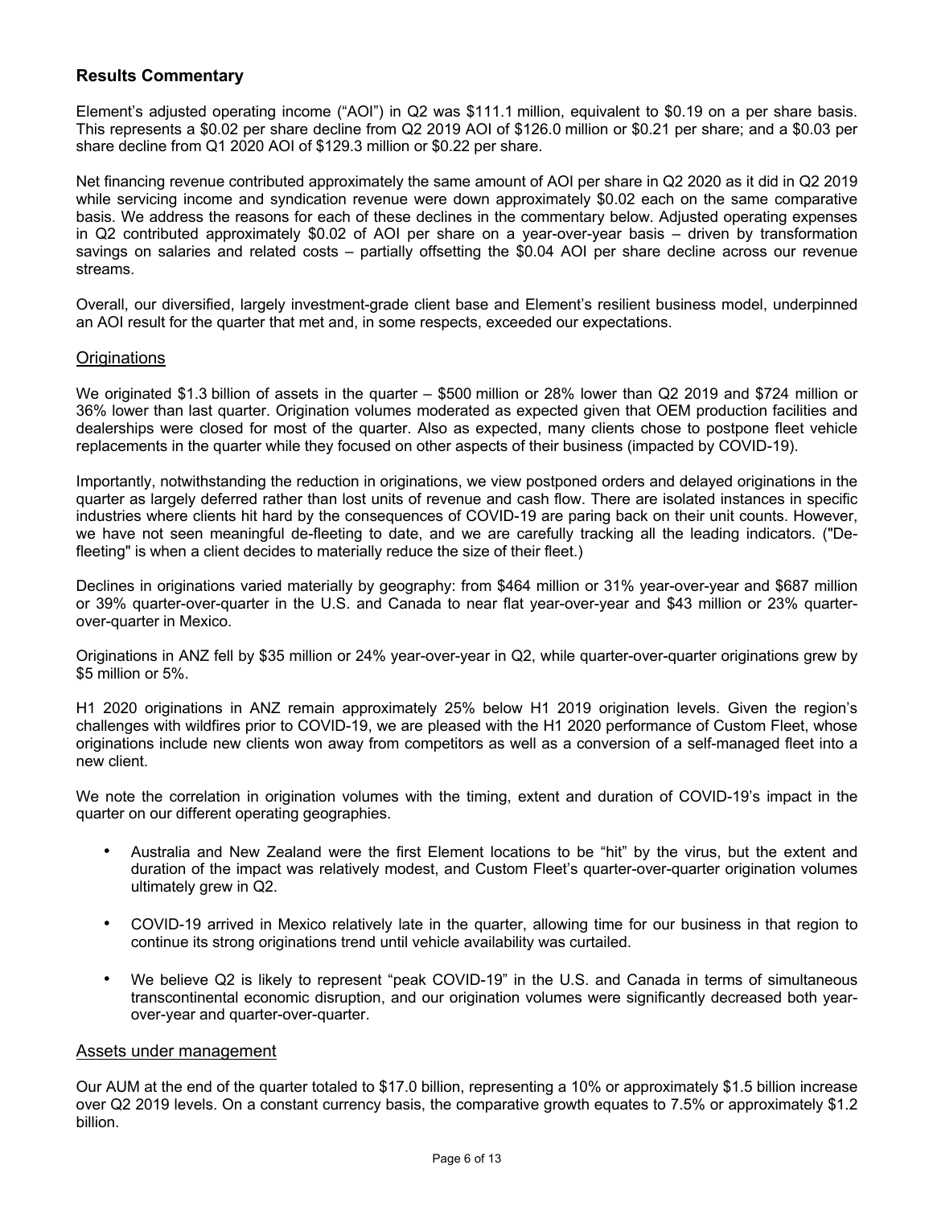## Results Commentary

Element's adjusted operating income ("AOI") in Q2 was $111.1 million, equivalent to $0.19 on a per share basis. This represents a $0.02 per share decline from Q2 2019 AOI of $126.0 million or $0.21 per share; and a $0.03 per share decline from Q1 2020 AOI of $129.3 million or $0.22 per share.

Net financing revenue contributed approximately the same amount of AOI per share in Q2 2020 as it did in Q2 2019 while servicing income and syndication revenue were down approximately $0.02 each on the same comparative basis. We address the reasons for each of these declines in the commentary below. Adjusted operating expenses in Q2 contributed approximately $0.02 of AOI per share on a year-over-year basis – driven by transformation savings on salaries and related costs – partially offsetting the $0.04 AOI per share decline across our revenue streams.

Overall, our diversified, largely investment-grade client base and Element's resilient business model, underpinned an AOI result for the quarter that met and, in some respects, exceeded our expectations.

### Originations

We originated $1.3 billion of assets in the quarter – $500 million or 28% lower than Q2 2019 and $724 million or 36% lower than last quarter. Origination volumes moderated as expected given that OEM production facilities and dealerships were closed for most of the quarter. Also as expected, many clients chose to postpone fleet vehicle replacements in the quarter while they focused on other aspects of their business (impacted by COVID-19).

Importantly, notwithstanding the reduction in originations, we view postponed orders and delayed originations in the quarter as largely deferred rather than lost units of revenue and cash flow. There are isolated instances in specific industries where clients hit hard by the consequences of COVID-19 are paring back on their unit counts. However, we have not seen meaningful de-fleeting to date, and we are carefully tracking all the leading indicators. ("De-fleeting" is when a client decides to materially reduce the size of their fleet.)

Declines in originations varied materially by geography: from $464 million or 31% year-over-year and $687 million or 39% quarter-over-quarter in the U.S. and Canada to near flat year-over-year and $43 million or 23% quarter-over-quarter in Mexico.

Originations in ANZ fell by $35 million or 24% year-over-year in Q2, while quarter-over-quarter originations grew by $5 million or 5%.

H1 2020 originations in ANZ remain approximately 25% below H1 2019 origination levels. Given the region's challenges with wildfires prior to COVID-19, we are pleased with the H1 2020 performance of Custom Fleet, whose originations include new clients won away from competitors as well as a conversion of a self-managed fleet into a new client.

We note the correlation in origination volumes with the timing, extent and duration of COVID-19's impact in the quarter on our different operating geographies.

- Australia and New Zealand were the first Element locations to be "hit" by the virus, but the extent and duration of the impact was relatively modest, and Custom Fleet's quarter-over-quarter origination volumes ultimately grew in Q2.
- COVID-19 arrived in Mexico relatively late in the quarter, allowing time for our business in that region to continue its strong originations trend until vehicle availability was curtailed.
- We believe Q2 is likely to represent "peak COVID-19" in the U.S. and Canada in terms of simultaneous transcontinental economic disruption, and our origination volumes were significantly decreased both year-over-year and quarter-over-quarter.

### Assets under management

Our AUM at the end of the quarter totaled to $17.0 billion, representing a 10% or approximately $1.5 billion increase over Q2 2019 levels. On a constant currency basis, the comparative growth equates to 7.5% or approximately $1.2 billion.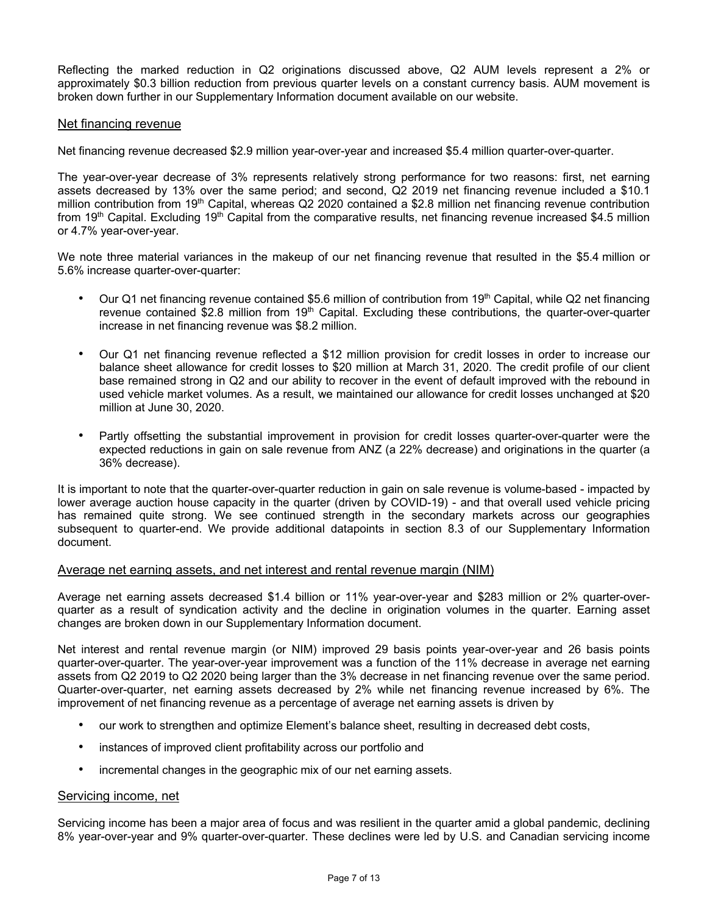Reflecting the marked reduction in Q2 originations discussed above, Q2 AUM levels represent a 2% or approximately $0.3 billion reduction from previous quarter levels on a constant currency basis. AUM movement is broken down further in our Supplementary Information document available on our website.

## Net financing revenue

Net financing revenue decreased $2.9 million year-over-year and increased $5.4 million quarter-over-quarter.

The year-over-year decrease of 3% represents relatively strong performance for two reasons: first, net earning assets decreased by 13% over the same period; and second, Q2 2019 net financing revenue included a $10.1 million contribution from 19th Capital, whereas Q2 2020 contained a $2.8 million net financing revenue contribution from 19th Capital. Excluding 19th Capital from the comparative results, net financing revenue increased $4.5 million or 4.7% year-over-year.

We note three material variances in the makeup of our net financing revenue that resulted in the $5.4 million or 5.6% increase quarter-over-quarter:

- Our Q1 net financing revenue contained $5.6 million of contribution from 19th Capital, while Q2 net financing revenue contained $2.8 million from 19th Capital. Excluding these contributions, the quarter-over-quarter increase in net financing revenue was $8.2 million.
- Our Q1 net financing revenue reflected a $12 million provision for credit losses in order to increase our balance sheet allowance for credit losses to $20 million at March 31, 2020. The credit profile of our client base remained strong in Q2 and our ability to recover in the event of default improved with the rebound in used vehicle market volumes. As a result, we maintained our allowance for credit losses unchanged at $20 million at June 30, 2020.
- Partly offsetting the substantial improvement in provision for credit losses quarter-over-quarter were the expected reductions in gain on sale revenue from ANZ (a 22% decrease) and originations in the quarter (a 36% decrease).

It is important to note that the quarter-over-quarter reduction in gain on sale revenue is volume-based - impacted by lower average auction house capacity in the quarter (driven by COVID-19) - and that overall used vehicle pricing has remained quite strong. We see continued strength in the secondary markets across our geographies subsequent to quarter-end. We provide additional datapoints in section 8.3 of our Supplementary Information document.

## Average net earning assets, and net interest and rental revenue margin (NIM)

Average net earning assets decreased $1.4 billion or 11% year-over-year and $283 million or 2% quarter-over-quarter as a result of syndication activity and the decline in origination volumes in the quarter. Earning asset changes are broken down in our Supplementary Information document.

Net interest and rental revenue margin (or NIM) improved 29 basis points year-over-year and 26 basis points quarter-over-quarter. The year-over-year improvement was a function of the 11% decrease in average net earning assets from Q2 2019 to Q2 2020 being larger than the 3% decrease in net financing revenue over the same period. Quarter-over-quarter, net earning assets decreased by 2% while net financing revenue increased by 6%. The improvement of net financing revenue as a percentage of average net earning assets is driven by

- our work to strengthen and optimize Element's balance sheet, resulting in decreased debt costs,
- instances of improved client profitability across our portfolio and
- incremental changes in the geographic mix of our net earning assets.

## Servicing income, net

Servicing income has been a major area of focus and was resilient in the quarter amid a global pandemic, declining 8% year-over-year and 9% quarter-over-quarter. These declines were led by U.S. and Canadian servicing income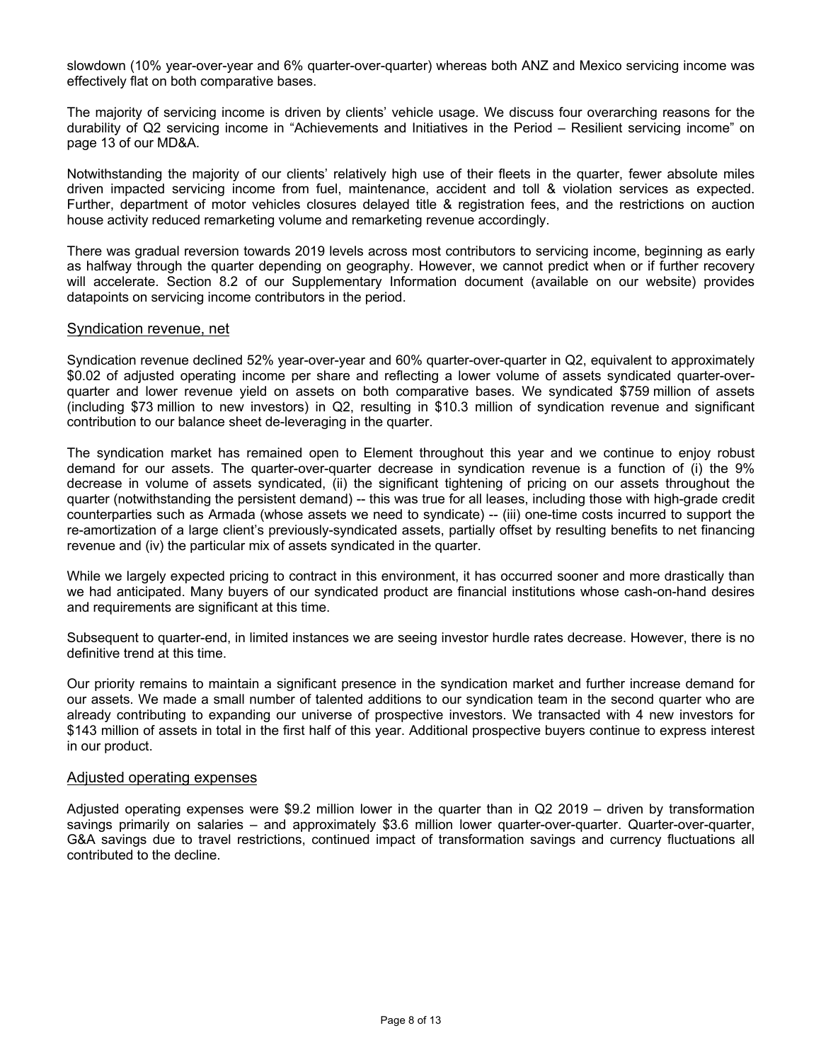slowdown (10% year-over-year and 6% quarter-over-quarter) whereas both ANZ and Mexico servicing income was effectively flat on both comparative bases.

The majority of servicing income is driven by clients' vehicle usage. We discuss four overarching reasons for the durability of Q2 servicing income in "Achievements and Initiatives in the Period – Resilient servicing income" on page 13 of our MD&A.

Notwithstanding the majority of our clients' relatively high use of their fleets in the quarter, fewer absolute miles driven impacted servicing income from fuel, maintenance, accident and toll & violation services as expected. Further, department of motor vehicles closures delayed title & registration fees, and the restrictions on auction house activity reduced remarketing volume and remarketing revenue accordingly.

There was gradual reversion towards 2019 levels across most contributors to servicing income, beginning as early as halfway through the quarter depending on geography. However, we cannot predict when or if further recovery will accelerate. Section 8.2 of our Supplementary Information document (available on our website) provides datapoints on servicing income contributors in the period.

## Syndication revenue, net

Syndication revenue declined 52% year-over-year and 60% quarter-over-quarter in Q2, equivalent to approximately $0.02 of adjusted operating income per share and reflecting a lower volume of assets syndicated quarter-over-quarter and lower revenue yield on assets on both comparative bases. We syndicated $759 million of assets (including $73 million to new investors) in Q2, resulting in $10.3 million of syndication revenue and significant contribution to our balance sheet de-leveraging in the quarter.

The syndication market has remained open to Element throughout this year and we continue to enjoy robust demand for our assets. The quarter-over-quarter decrease in syndication revenue is a function of (i) the 9% decrease in volume of assets syndicated, (ii) the significant tightening of pricing on our assets throughout the quarter (notwithstanding the persistent demand) -- this was true for all leases, including those with high-grade credit counterparties such as Armada (whose assets we need to syndicate) -- (iii) one-time costs incurred to support the re-amortization of a large client's previously-syndicated assets, partially offset by resulting benefits to net financing revenue and (iv) the particular mix of assets syndicated in the quarter.

While we largely expected pricing to contract in this environment, it has occurred sooner and more drastically than we had anticipated. Many buyers of our syndicated product are financial institutions whose cash-on-hand desires and requirements are significant at this time.

Subsequent to quarter-end, in limited instances we are seeing investor hurdle rates decrease. However, there is no definitive trend at this time.

Our priority remains to maintain a significant presence in the syndication market and further increase demand for our assets. We made a small number of talented additions to our syndication team in the second quarter who are already contributing to expanding our universe of prospective investors. We transacted with 4 new investors for $143 million of assets in total in the first half of this year. Additional prospective buyers continue to express interest in our product.

## Adjusted operating expenses

Adjusted operating expenses were $9.2 million lower in the quarter than in Q2 2019 – driven by transformation savings primarily on salaries – and approximately $3.6 million lower quarter-over-quarter. Quarter-over-quarter, G&A savings due to travel restrictions, continued impact of transformation savings and currency fluctuations all contributed to the decline.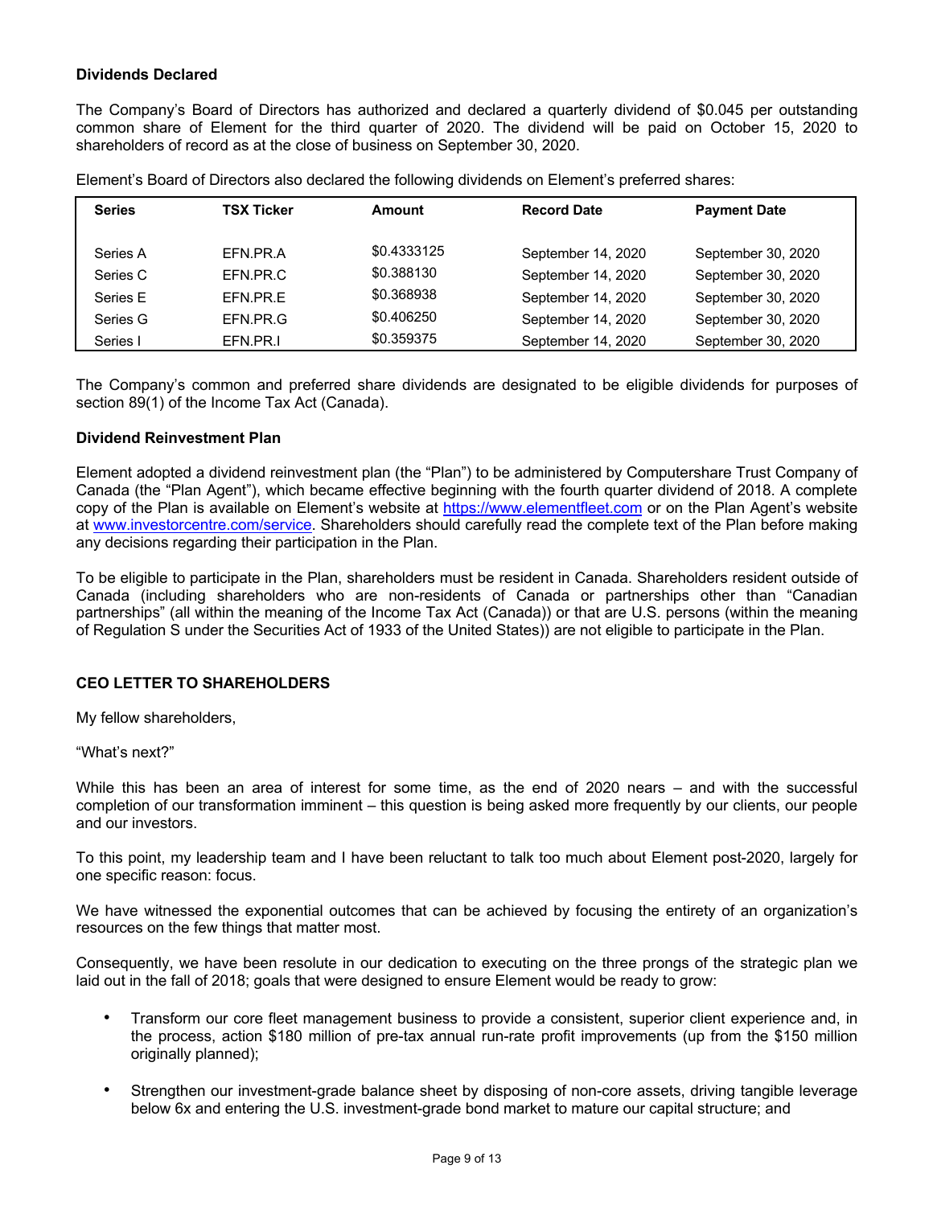### Dividends Declared

The Company's Board of Directors has authorized and declared a quarterly dividend of $0.045 per outstanding common share of Element for the third quarter of 2020. The dividend will be paid on October 15, 2020 to shareholders of record as at the close of business on September 30, 2020.

Element's Board of Directors also declared the following dividends on Element's preferred shares:

| Series | TSX Ticker | Amount | Record Date | Payment Date |
|---|---|---|---|---|
| Series A | EFN.PR.A | $0.4333125 | September 14, 2020 | September 30, 2020 |
| Series C | EFN.PR.C | $0.388130 | September 14, 2020 | September 30, 2020 |
| Series E | EFN.PR.E | $0.368938 | September 14, 2020 | September 30, 2020 |
| Series G | EFN.PR.G | $0.406250 | September 14, 2020 | September 30, 2020 |
| Series I | EFN.PR.I | $0.359375 | September 14, 2020 | September 30, 2020 |

The Company's common and preferred share dividends are designated to be eligible dividends for purposes of section 89(1) of the Income Tax Act (Canada).

### Dividend Reinvestment Plan

Element adopted a dividend reinvestment plan (the "Plan") to be administered by Computershare Trust Company of Canada (the "Plan Agent"), which became effective beginning with the fourth quarter dividend of 2018. A complete copy of the Plan is available on Element's website at https://www.elementfleet.com or on the Plan Agent's website at www.investorcentre.com/service. Shareholders should carefully read the complete text of the Plan before making any decisions regarding their participation in the Plan.

To be eligible to participate in the Plan, shareholders must be resident in Canada. Shareholders resident outside of Canada (including shareholders who are non-residents of Canada or partnerships other than "Canadian partnerships" (all within the meaning of the Income Tax Act (Canada)) or that are U.S. persons (within the meaning of Regulation S under the Securities Act of 1933 of the United States)) are not eligible to participate in the Plan.

## CEO LETTER TO SHAREHOLDERS

My fellow shareholders,

"What's next?"

While this has been an area of interest for some time, as the end of 2020 nears – and with the successful completion of our transformation imminent – this question is being asked more frequently by our clients, our people and our investors.

To this point, my leadership team and I have been reluctant to talk too much about Element post-2020, largely for one specific reason: focus.

We have witnessed the exponential outcomes that can be achieved by focusing the entirety of an organization's resources on the few things that matter most.

Consequently, we have been resolute in our dedication to executing on the three prongs of the strategic plan we laid out in the fall of 2018; goals that were designed to ensure Element would be ready to grow:

- Transform our core fleet management business to provide a consistent, superior client experience and, in the process, action $180 million of pre-tax annual run-rate profit improvements (up from the $150 million originally planned);
- Strengthen our investment-grade balance sheet by disposing of non-core assets, driving tangible leverage below 6x and entering the U.S. investment-grade bond market to mature our capital structure; and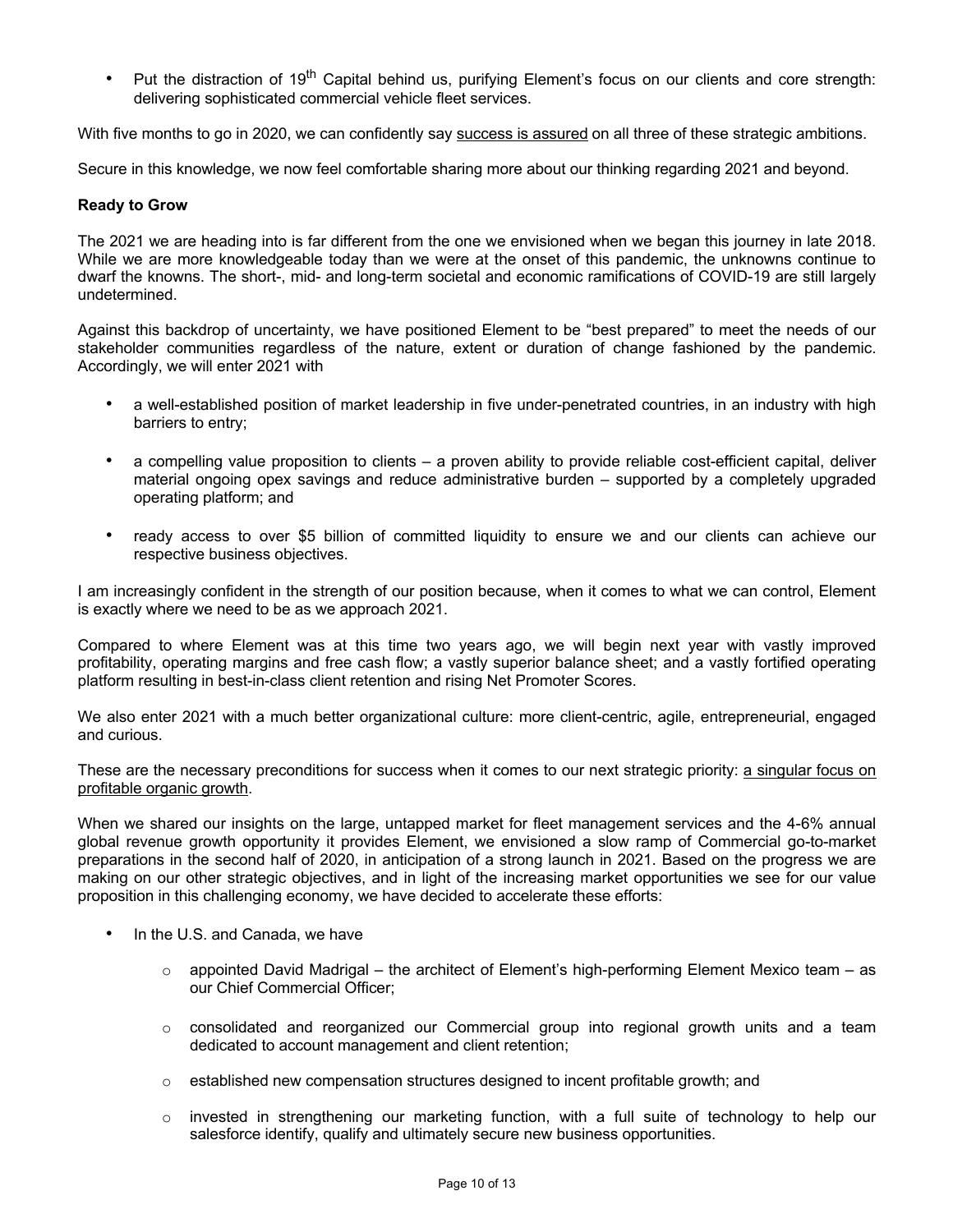- Put the distraction of 19th Capital behind us, purifying Element's focus on our clients and core strength: delivering sophisticated commercial vehicle fleet services.

With five months to go in 2020, we can confidently say success is assured on all three of these strategic ambitions.

Secure in this knowledge, we now feel comfortable sharing more about our thinking regarding 2021 and beyond.

**Ready to Grow**

The 2021 we are heading into is far different from the one we envisioned when we began this journey in late 2018. While we are more knowledgeable today than we were at the onset of this pandemic, the unknowns continue to dwarf the knowns. The short-, mid- and long-term societal and economic ramifications of COVID-19 are still largely undetermined.

Against this backdrop of uncertainty, we have positioned Element to be "best prepared" to meet the needs of our stakeholder communities regardless of the nature, extent or duration of change fashioned by the pandemic. Accordingly, we will enter 2021 with

- a well-established position of market leadership in five under-penetrated countries, in an industry with high barriers to entry;
- a compelling value proposition to clients – a proven ability to provide reliable cost-efficient capital, deliver material ongoing opex savings and reduce administrative burden – supported by a completely upgraded operating platform; and
- ready access to over $5 billion of committed liquidity to ensure we and our clients can achieve our respective business objectives.

I am increasingly confident in the strength of our position because, when it comes to what we can control, Element is exactly where we need to be as we approach 2021.

Compared to where Element was at this time two years ago, we will begin next year with vastly improved profitability, operating margins and free cash flow; a vastly superior balance sheet; and a vastly fortified operating platform resulting in best-in-class client retention and rising Net Promoter Scores.

We also enter 2021 with a much better organizational culture: more client-centric, agile, entrepreneurial, engaged and curious.

These are the necessary preconditions for success when it comes to our next strategic priority: a singular focus on profitable organic growth.

When we shared our insights on the large, untapped market for fleet management services and the 4-6% annual global revenue growth opportunity it provides Element, we envisioned a slow ramp of Commercial go-to-market preparations in the second half of 2020, in anticipation of a strong launch in 2021. Based on the progress we are making on our other strategic objectives, and in light of the increasing market opportunities we see for our value proposition in this challenging economy, we have decided to accelerate these efforts:

- In the U.S. and Canada, we have
  - appointed David Madrigal – the architect of Element's high-performing Element Mexico team – as our Chief Commercial Officer;
  - consolidated and reorganized our Commercial group into regional growth units and a team dedicated to account management and client retention;
  - established new compensation structures designed to incent profitable growth; and
  - invested in strengthening our marketing function, with a full suite of technology to help our salesforce identify, qualify and ultimately secure new business opportunities.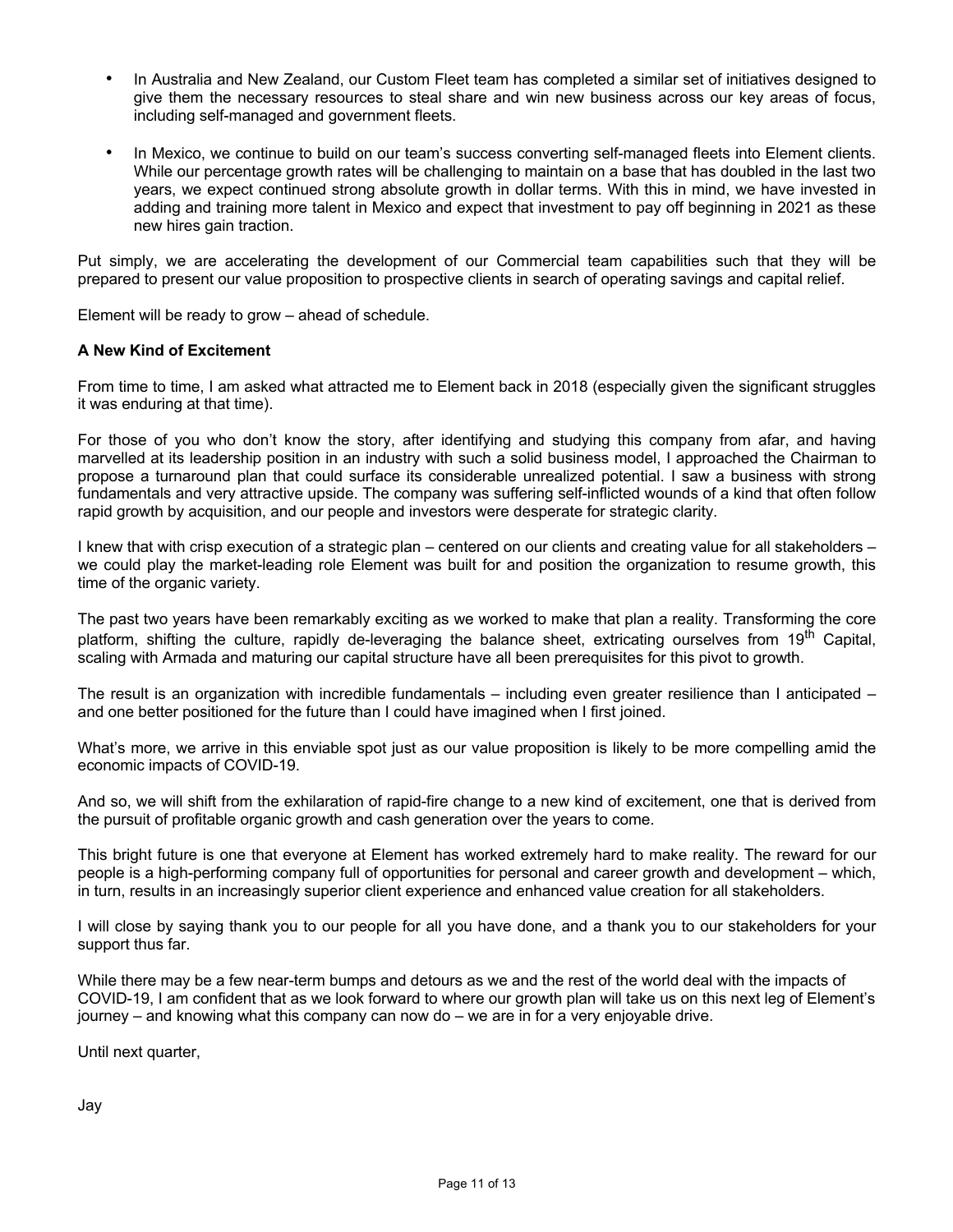- In Australia and New Zealand, our Custom Fleet team has completed a similar set of initiatives designed to give them the necessary resources to steal share and win new business across our key areas of focus, including self-managed and government fleets.
- In Mexico, we continue to build on our team's success converting self-managed fleets into Element clients. While our percentage growth rates will be challenging to maintain on a base that has doubled in the last two years, we expect continued strong absolute growth in dollar terms. With this in mind, we have invested in adding and training more talent in Mexico and expect that investment to pay off beginning in 2021 as these new hires gain traction.

Put simply, we are accelerating the development of our Commercial team capabilities such that they will be prepared to present our value proposition to prospective clients in search of operating savings and capital relief.

Element will be ready to grow – ahead of schedule.

**A New Kind of Excitement**

From time to time, I am asked what attracted me to Element back in 2018 (especially given the significant struggles it was enduring at that time).

For those of you who don't know the story, after identifying and studying this company from afar, and having marvelled at its leadership position in an industry with such a solid business model, I approached the Chairman to propose a turnaround plan that could surface its considerable unrealized potential. I saw a business with strong fundamentals and very attractive upside. The company was suffering self-inflicted wounds of a kind that often follow rapid growth by acquisition, and our people and investors were desperate for strategic clarity.

I knew that with crisp execution of a strategic plan – centered on our clients and creating value for all stakeholders – we could play the market-leading role Element was built for and position the organization to resume growth, this time of the organic variety.

The past two years have been remarkably exciting as we worked to make that plan a reality. Transforming the core platform, shifting the culture, rapidly de-leveraging the balance sheet, extricating ourselves from 19th Capital, scaling with Armada and maturing our capital structure have all been prerequisites for this pivot to growth.

The result is an organization with incredible fundamentals – including even greater resilience than I anticipated – and one better positioned for the future than I could have imagined when I first joined.

What's more, we arrive in this enviable spot just as our value proposition is likely to be more compelling amid the economic impacts of COVID-19.

And so, we will shift from the exhilaration of rapid-fire change to a new kind of excitement, one that is derived from the pursuit of profitable organic growth and cash generation over the years to come.

This bright future is one that everyone at Element has worked extremely hard to make reality. The reward for our people is a high-performing company full of opportunities for personal and career growth and development – which, in turn, results in an increasingly superior client experience and enhanced value creation for all stakeholders.

I will close by saying thank you to our people for all you have done, and a thank you to our stakeholders for your support thus far.

While there may be a few near-term bumps and detours as we and the rest of the world deal with the impacts of COVID-19, I am confident that as we look forward to where our growth plan will take us on this next leg of Element's journey – and knowing what this company can now do – we are in for a very enjoyable drive.

Until next quarter,

Jay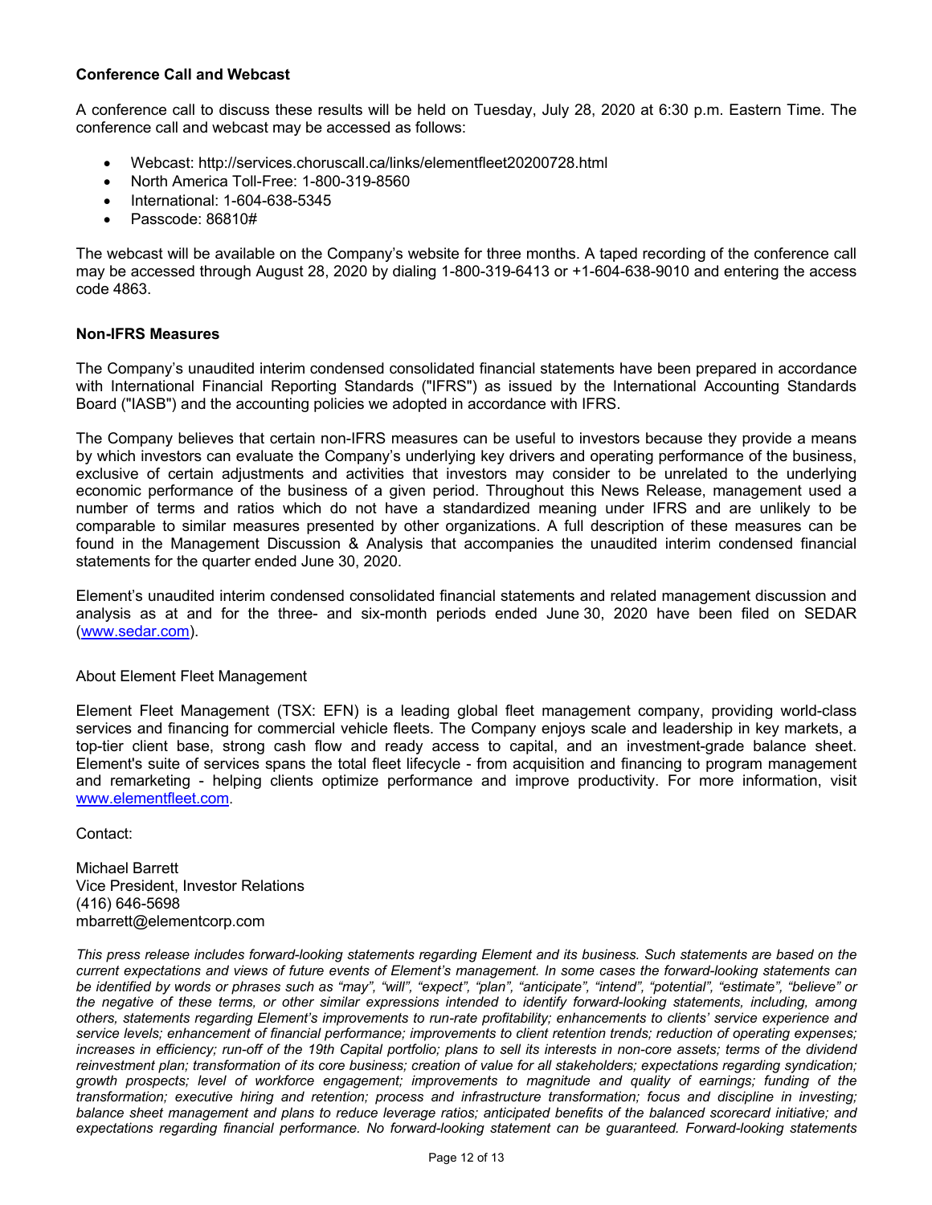**Conference Call and Webcast**

A conference call to discuss these results will be held on Tuesday, July 28, 2020 at 6:30 p.m. Eastern Time. The conference call and webcast may be accessed as follows:

- Webcast: http://services.choruscall.ca/links/elementfleet20200728.html
- North America Toll-Free: 1-800-319-8560
- International: 1-604-638-5345
- Passcode: 86810#

The webcast will be available on the Company's website for three months. A taped recording of the conference call may be accessed through August 28, 2020 by dialing 1-800-319-6413 or +1-604-638-9010 and entering the access code 4863.

**Non-IFRS Measures**

The Company's unaudited interim condensed consolidated financial statements have been prepared in accordance with International Financial Reporting Standards ("IFRS") as issued by the International Accounting Standards Board ("IASB") and the accounting policies we adopted in accordance with IFRS.

The Company believes that certain non-IFRS measures can be useful to investors because they provide a means by which investors can evaluate the Company's underlying key drivers and operating performance of the business, exclusive of certain adjustments and activities that investors may consider to be unrelated to the underlying economic performance of the business of a given period. Throughout this News Release, management used a number of terms and ratios which do not have a standardized meaning under IFRS and are unlikely to be comparable to similar measures presented by other organizations. A full description of these measures can be found in the Management Discussion & Analysis that accompanies the unaudited interim condensed financial statements for the quarter ended June 30, 2020.

Element's unaudited interim condensed consolidated financial statements and related management discussion and analysis as at and for the three- and six-month periods ended June 30, 2020 have been filed on SEDAR (www.sedar.com).

About Element Fleet Management

Element Fleet Management (TSX: EFN) is a leading global fleet management company, providing world-class services and financing for commercial vehicle fleets. The Company enjoys scale and leadership in key markets, a top-tier client base, strong cash flow and ready access to capital, and an investment-grade balance sheet. Element's suite of services spans the total fleet lifecycle - from acquisition and financing to program management and remarketing - helping clients optimize performance and improve productivity. For more information, visit www.elementfleet.com.

Contact:

Michael Barrett
Vice President, Investor Relations
(416) 646-5698
mbarrett@elementcorp.com

*This press release includes forward-looking statements regarding Element and its business. Such statements are based on the current expectations and views of future events of Element's management. In some cases the forward-looking statements can be identified by words or phrases such as "may", "will", "expect", "plan", "anticipate", "intend", "potential", "estimate", "believe" or the negative of these terms, or other similar expressions intended to identify forward-looking statements, including, among others, statements regarding Element's improvements to run-rate profitability; enhancements to clients' service experience and service levels; enhancement of financial performance; improvements to client retention trends; reduction of operating expenses; increases in efficiency; run-off of the 19th Capital portfolio; plans to sell its interests in non-core assets; terms of the dividend reinvestment plan; transformation of its core business; creation of value for all stakeholders; expectations regarding syndication; growth prospects; level of workforce engagement; improvements to magnitude and quality of earnings; funding of the transformation; executive hiring and retention; process and infrastructure transformation; focus and discipline in investing; balance sheet management and plans to reduce leverage ratios; anticipated benefits of the balanced scorecard initiative; and expectations regarding financial performance. No forward-looking statement can be guaranteed. Forward-looking statements*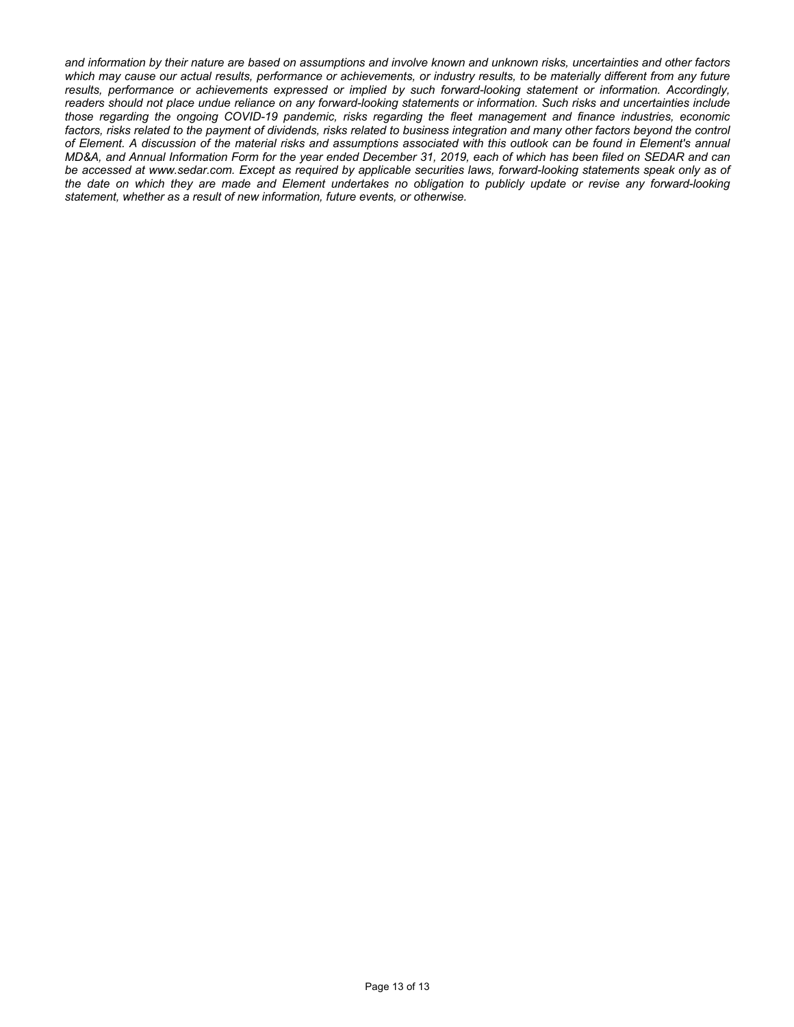*and information by their nature are based on assumptions and involve known and unknown risks, uncertainties and other factors which may cause our actual results, performance or achievements, or industry results, to be materially different from any future results, performance or achievements expressed or implied by such forward-looking statement or information. Accordingly, readers should not place undue reliance on any forward-looking statements or information. Such risks and uncertainties include those regarding the ongoing COVID-19 pandemic, risks regarding the fleet management and finance industries, economic factors, risks related to the payment of dividends, risks related to business integration and many other factors beyond the control of Element. A discussion of the material risks and assumptions associated with this outlook can be found in Element's annual MD&A, and Annual Information Form for the year ended December 31, 2019, each of which has been filed on SEDAR and can be accessed at www.sedar.com. Except as required by applicable securities laws, forward-looking statements speak only as of the date on which they are made and Element undertakes no obligation to publicly update or revise any forward-looking statement, whether as a result of new information, future events, or otherwise.*